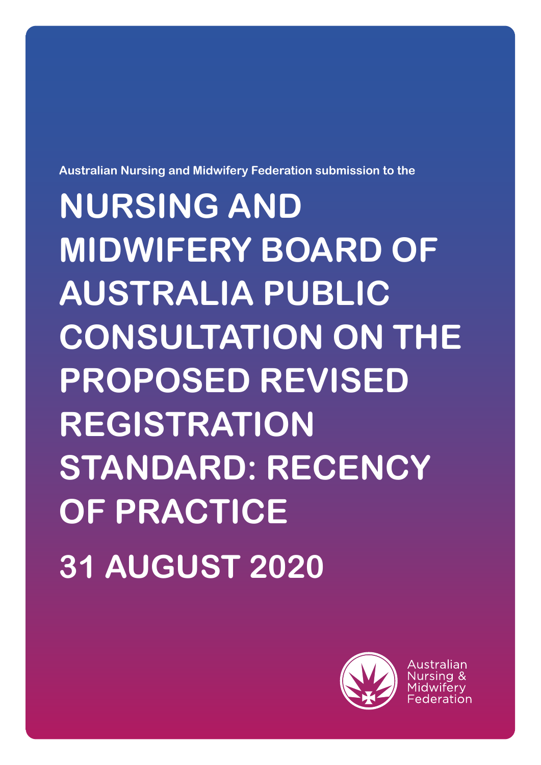Australian Nursing and Midwifery Federation submission to the

# NURSING AND MIDWIFERY BOARD OF AUSTRALIA PUBLIC CONSULTATION ON THE PROPOSED REVISED REGISTRATION STANDARD: RECENCY OF PRACTICE

## 31 AUGUST 2020

Australian Nursing & Midwifery Federation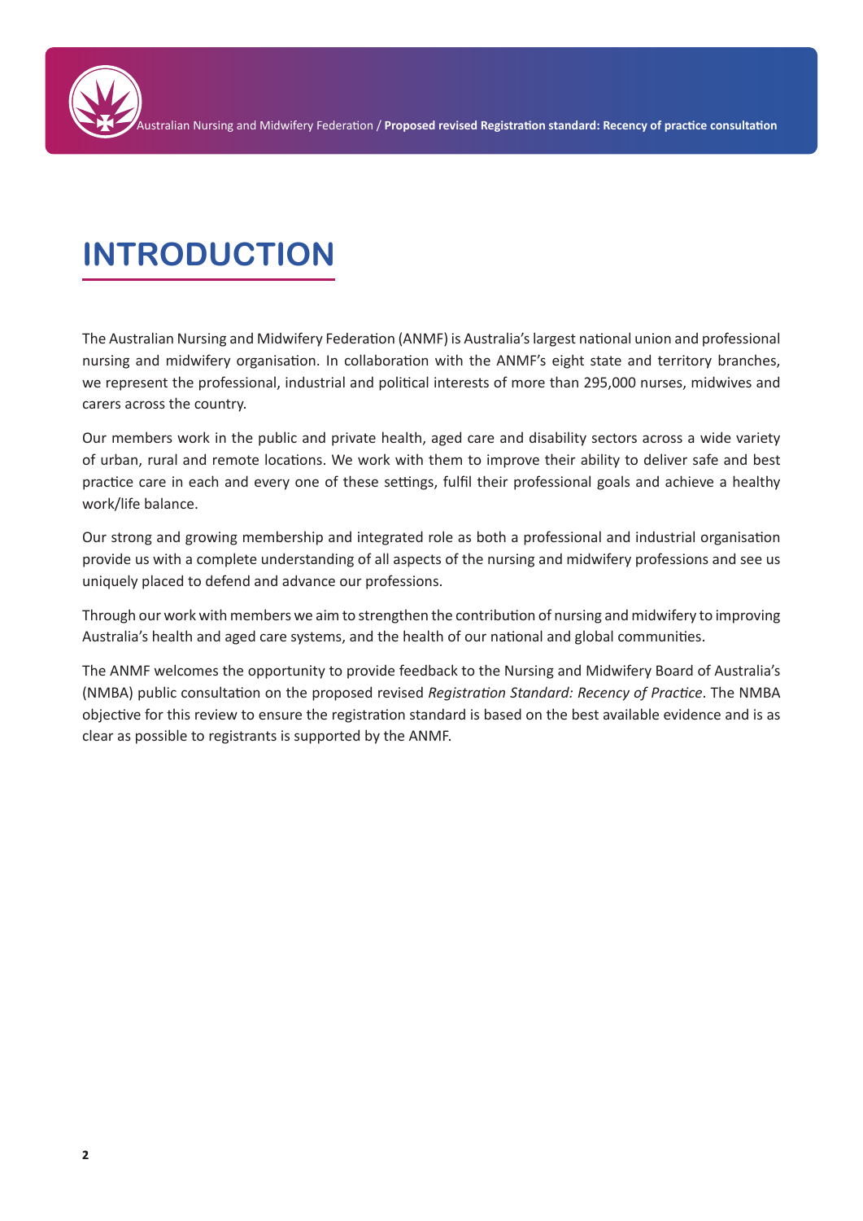# INTRODUCTION

The Australian Nursing and Midwifery Federation (ANMF) is Australia's largest national union and professional nursing and midwifery organisation. In collaboration with the ANMF's eight state and territory branches, we represent the professional, industrial and political interests of more than 295,000 nurses, midwives and carers across the country.

Our members work in the public and private health, aged care and disability sectors across a wide variety of urban, rural and remote locations. We work with them to improve their ability to deliver safe and best practice care in each and every one of these settings, fulfil their professional goals and achieve a healthy work/life balance.

Our strong and growing membership and integrated role as both a professional and industrial organisation provide us with a complete understanding of all aspects of the nursing and midwifery professions and see us uniquely placed to defend and advance our professions.

Through our work with members we aim to strengthen the contribution of nursing and midwifery to improving Australia's health and aged care systems, and the health of our national and global communities.

The ANMF welcomes the opportunity to provide feedback to the Nursing and Midwifery Board of Australia's (NMBA) public consultation on the proposed revised *Registration Standard: Recency of Practice*. The NMBA objective for this review to ensure the registration standard is based on the best available evidence and is as clear as possible to registrants is supported by the ANMF.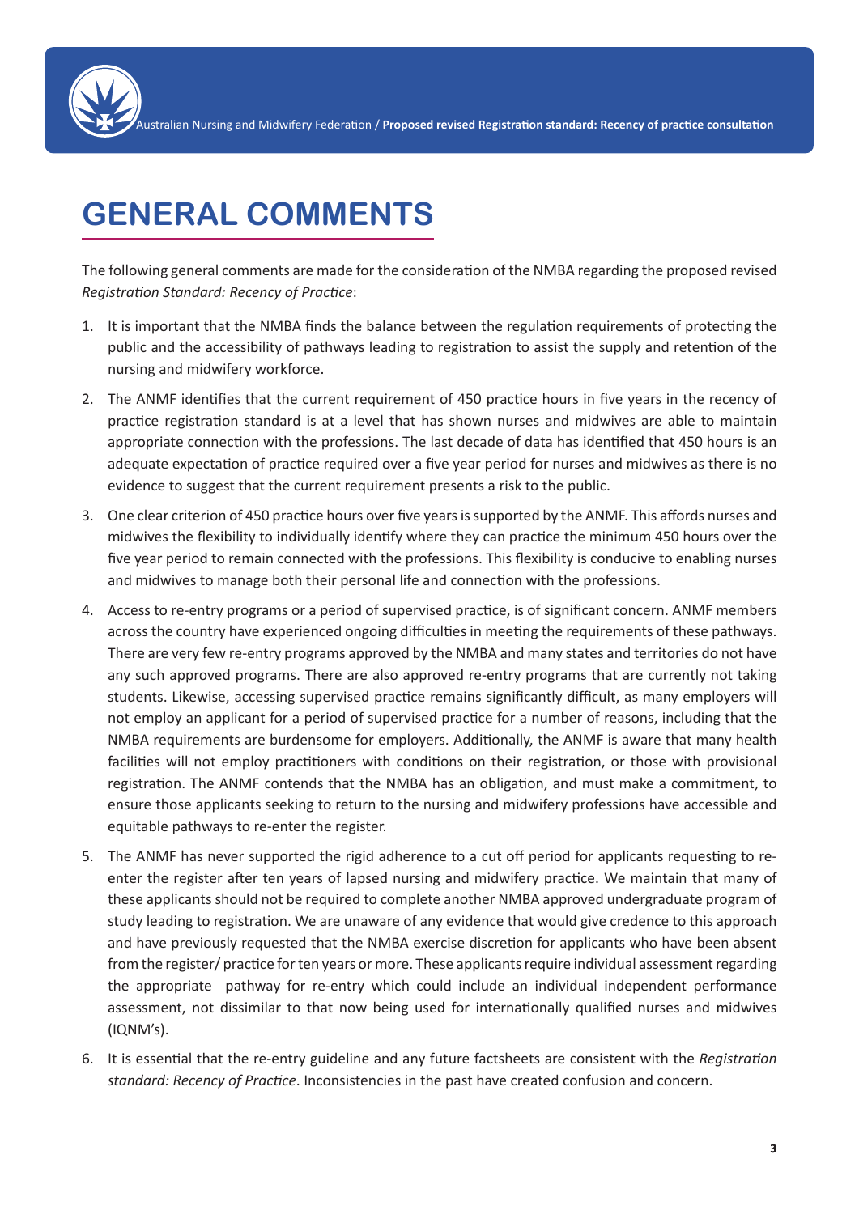# GENERAL COMMENTS

The following general comments are made for the consideration of the NMBA regarding the proposed revised *Registration Standard: Recency of Practice*:

1. It is important that the NMBA finds the balance between the regulation requirements of protecting the public and the accessibility of pathways leading to registration to assist the supply and retention of the nursing and midwifery workforce.
2. The ANMF identifies that the current requirement of 450 practice hours in five years in the recency of practice registration standard is at a level that has shown nurses and midwives are able to maintain appropriate connection with the professions. The last decade of data has identified that 450 hours is an adequate expectation of practice required over a five year period for nurses and midwives as there is no evidence to suggest that the current requirement presents a risk to the public.
3. One clear criterion of 450 practice hours over five years is supported by the ANMF. This affords nurses and midwives the flexibility to individually identify where they can practice the minimum 450 hours over the five year period to remain connected with the professions. This flexibility is conducive to enabling nurses and midwives to manage both their personal life and connection with the professions.
4. Access to re-entry programs or a period of supervised practice, is of significant concern. ANMF members across the country have experienced ongoing difficulties in meeting the requirements of these pathways. There are very few re-entry programs approved by the NMBA and many states and territories do not have any such approved programs. There are also approved re-entry programs that are currently not taking students. Likewise, accessing supervised practice remains significantly difficult, as many employers will not employ an applicant for a period of supervised practice for a number of reasons, including that the NMBA requirements are burdensome for employers. Additionally, the ANMF is aware that many health facilities will not employ practitioners with conditions on their registration, or those with provisional registration. The ANMF contends that the NMBA has an obligation, and must make a commitment, to ensure those applicants seeking to return to the nursing and midwifery professions have accessible and equitable pathways to re-enter the register.
5. The ANMF has never supported the rigid adherence to a cut off period for applicants requesting to re-enter the register after ten years of lapsed nursing and midwifery practice. We maintain that many of these applicants should not be required to complete another NMBA approved undergraduate program of study leading to registration. We are unaware of any evidence that would give credence to this approach and have previously requested that the NMBA exercise discretion for applicants who have been absent from the register/ practice for ten years or more. These applicants require individual assessment regarding the appropriate pathway for re-entry which could include an individual independent performance assessment, not dissimilar to that now being used for internationally qualified nurses and midwives (IQNM's).
6. It is essential that the re-entry guideline and any future factsheets are consistent with the *Registration standard: Recency of Practice*. Inconsistencies in the past have created confusion and concern.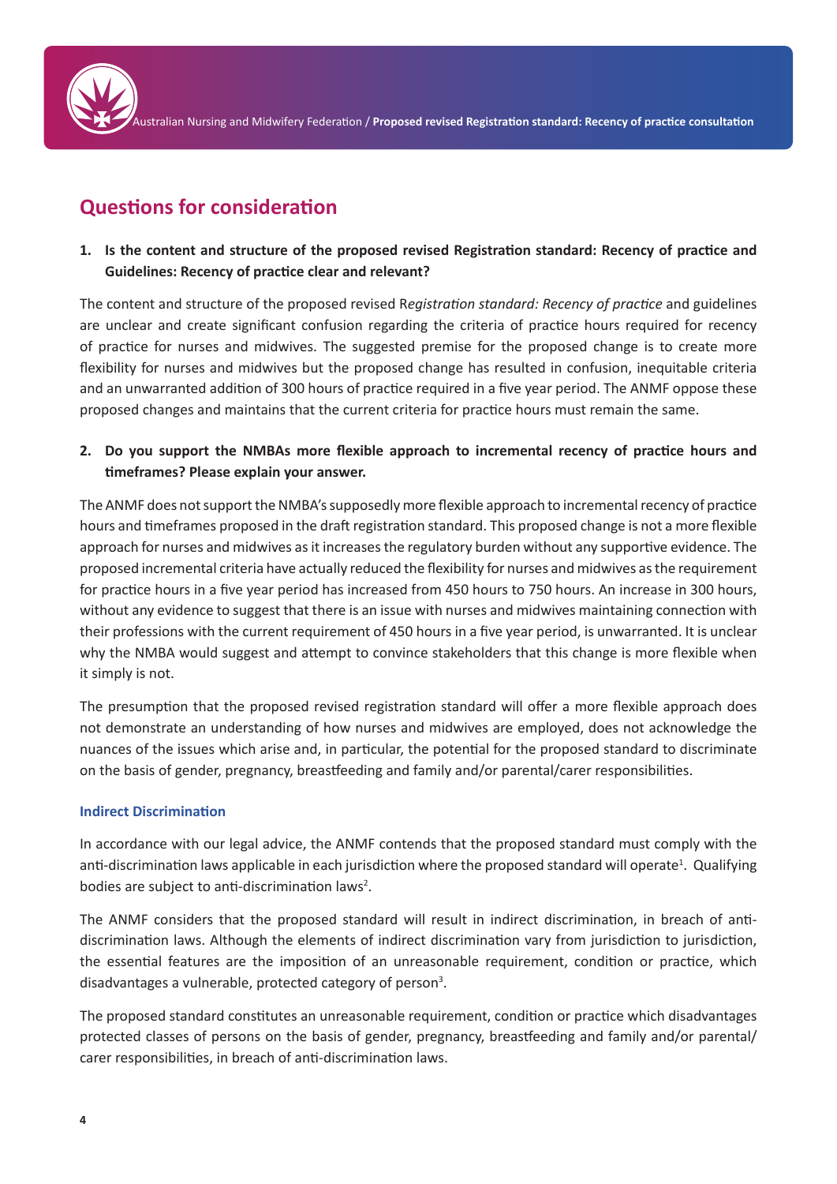## Questions for consideration

1. **Is the content and structure of the proposed revised Registration standard: Recency of practice and Guidelines: Recency of practice clear and relevant?**

The content and structure of the proposed revised R*egistration standard: Recency of practice* and guidelines are unclear and create significant confusion regarding the criteria of practice hours required for recency of practice for nurses and midwives. The suggested premise for the proposed change is to create more flexibility for nurses and midwives but the proposed change has resulted in confusion, inequitable criteria and an unwarranted addition of 300 hours of practice required in a five year period. The ANMF oppose these proposed changes and maintains that the current criteria for practice hours must remain the same.

2. **Do you support the NMBAs more flexible approach to incremental recency of practice hours and timeframes? Please explain your answer.**

The ANMF does not support the NMBA's supposedly more flexible approach to incremental recency of practice hours and timeframes proposed in the draft registration standard. This proposed change is not a more flexible approach for nurses and midwives as it increases the regulatory burden without any supportive evidence. The proposed incremental criteria have actually reduced the flexibility for nurses and midwives as the requirement for practice hours in a five year period has increased from 450 hours to 750 hours. An increase in 300 hours, without any evidence to suggest that there is an issue with nurses and midwives maintaining connection with their professions with the current requirement of 450 hours in a five year period, is unwarranted. It is unclear why the NMBA would suggest and attempt to convince stakeholders that this change is more flexible when it simply is not.

The presumption that the proposed revised registration standard will offer a more flexible approach does not demonstrate an understanding of how nurses and midwives are employed, does not acknowledge the nuances of the issues which arise and, in particular, the potential for the proposed standard to discriminate on the basis of gender, pregnancy, breastfeeding and family and/or parental/carer responsibilities.

### Indirect Discrimination

In accordance with our legal advice, the ANMF contends that the proposed standard must comply with the anti-discrimination laws applicable in each jurisdiction where the proposed standard will operate[1]. Qualifying bodies are subject to anti-discrimination laws[2].

The ANMF considers that the proposed standard will result in indirect discrimination, in breach of anti-discrimination laws. Although the elements of indirect discrimination vary from jurisdiction to jurisdiction, the essential features are the imposition of an unreasonable requirement, condition or practice, which disadvantages a vulnerable, protected category of person[3].

The proposed standard constitutes an unreasonable requirement, condition or practice which disadvantages protected classes of persons on the basis of gender, pregnancy, breastfeeding and family and/or parental/carer responsibilities, in breach of anti-discrimination laws.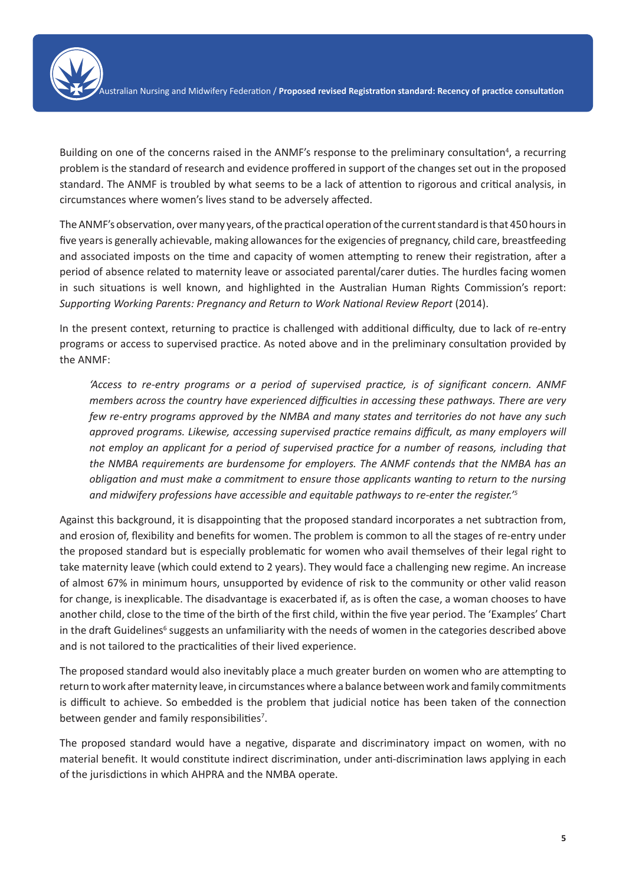Building on one of the concerns raised in the ANMF's response to the preliminary consultation[4], a recurring problem is the standard of research and evidence proffered in support of the changes set out in the proposed standard. The ANMF is troubled by what seems to be a lack of attention to rigorous and critical analysis, in circumstances where women's lives stand to be adversely affected.

The ANMF's observation, over many years, of the practical operation of the current standard is that 450 hours in five years is generally achievable, making allowances for the exigencies of pregnancy, child care, breastfeeding and associated imposts on the time and capacity of women attempting to renew their registration, after a period of absence related to maternity leave or associated parental/carer duties. The hurdles facing women in such situations is well known, and highlighted in the Australian Human Rights Commission's report: *Supporting Working Parents: Pregnancy and Return to Work National Review Report* (2014).

In the present context, returning to practice is challenged with additional difficulty, due to lack of re-entry programs or access to supervised practice. As noted above and in the preliminary consultation provided by the ANMF:

> *'Access to re-entry programs or a period of supervised practice, is of significant concern. ANMF members across the country have experienced difficulties in accessing these pathways. There are very few re-entry programs approved by the NMBA and many states and territories do not have any such approved programs. Likewise, accessing supervised practice remains difficult, as many employers will not employ an applicant for a period of supervised practice for a number of reasons, including that the NMBA requirements are burdensome for employers. The ANMF contends that the NMBA has an obligation and must make a commitment to ensure those applicants wanting to return to the nursing and midwifery professions have accessible and equitable pathways to re-enter the register.'*[5]

Against this background, it is disappointing that the proposed standard incorporates a net subtraction from, and erosion of, flexibility and benefits for women. The problem is common to all the stages of re-entry under the proposed standard but is especially problematic for women who avail themselves of their legal right to take maternity leave (which could extend to 2 years). They would face a challenging new regime. An increase of almost 67% in minimum hours, unsupported by evidence of risk to the community or other valid reason for change, is inexplicable. The disadvantage is exacerbated if, as is often the case, a woman chooses to have another child, close to the time of the birth of the first child, within the five year period. The 'Examples' Chart in the draft Guidelines[6] suggests an unfamiliarity with the needs of women in the categories described above and is not tailored to the practicalities of their lived experience.

The proposed standard would also inevitably place a much greater burden on women who are attempting to return to work after maternity leave, in circumstances where a balance between work and family commitments is difficult to achieve. So embedded is the problem that judicial notice has been taken of the connection between gender and family responsibilities[7].

The proposed standard would have a negative, disparate and discriminatory impact on women, with no material benefit. It would constitute indirect discrimination, under anti-discrimination laws applying in each of the jurisdictions in which AHPRA and the NMBA operate.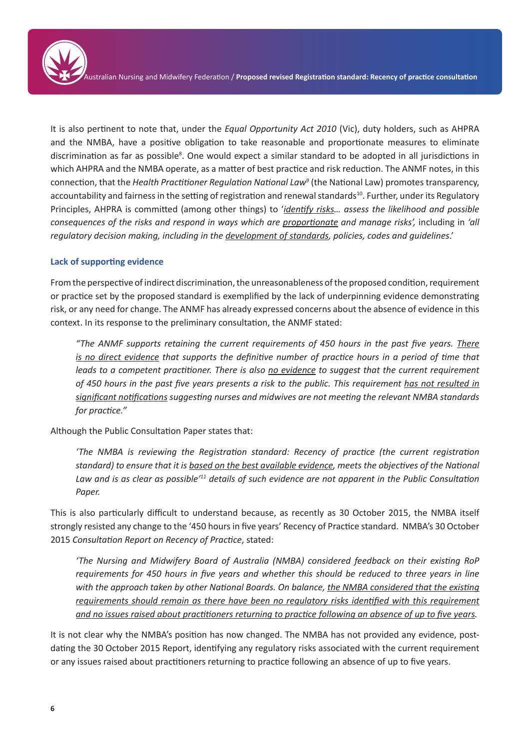It is also pertinent to note that, under the *Equal Opportunity Act 2010* (Vic), duty holders, such as AHPRA and the NMBA, have a positive obligation to take reasonable and proportionate measures to eliminate discrimination as far as possible[8]. One would expect a similar standard to be adopted in all jurisdictions in which AHPRA and the NMBA operate, as a matter of best practice and risk reduction. The ANMF notes, in this connection, that the *Health Practitioner Regulation National Law*[9] (the National Law) promotes transparency, accountability and fairness in the setting of registration and renewal standards[10]. Further, under its Regulatory Principles, AHPRA is committed (among other things) to '*identify risks… assess the likelihood and possible consequences of the risks and respond in ways which are proportionate and manage risks',* including in *'all regulatory decision making, including in the development of standards, policies, codes and guidelines*.'

### Lack of supporting evidence

From the perspective of indirect discrimination, the unreasonableness of the proposed condition, requirement or practice set by the proposed standard is exemplified by the lack of underpinning evidence demonstrating risk, or any need for change. The ANMF has already expressed concerns about the absence of evidence in this context. In its response to the preliminary consultation, the ANMF stated:

> *"The ANMF supports retaining the current requirements of 450 hours in the past five years. There is no direct evidence that supports the definitive number of practice hours in a period of time that leads to a competent practitioner. There is also no evidence to suggest that the current requirement of 450 hours in the past five years presents a risk to the public. This requirement has not resulted in significant notifications suggesting nurses and midwives are not meeting the relevant NMBA standards for practice."*

Although the Public Consultation Paper states that:

> *'The NMBA is reviewing the Registration standard: Recency of practice (the current registration standard) to ensure that it is based on the best available evidence, meets the objectives of the National Law and is as clear as possible'*[11] *details of such evidence are not apparent in the Public Consultation Paper.*

This is also particularly difficult to understand because, as recently as 30 October 2015, the NMBA itself strongly resisted any change to the '450 hours in five years' Recency of Practice standard. NMBA's 30 October 2015 *Consultation Report on Recency of Practice*, stated:

> *'The Nursing and Midwifery Board of Australia (NMBA) considered feedback on their existing RoP requirements for 450 hours in five years and whether this should be reduced to three years in line with the approach taken by other National Boards. On balance, the NMBA considered that the existing requirements should remain as there have been no regulatory risks identified with this requirement and no issues raised about practitioners returning to practice following an absence of up to five years.*

It is not clear why the NMBA's position has now changed. The NMBA has not provided any evidence, post-dating the 30 October 2015 Report, identifying any regulatory risks associated with the current requirement or any issues raised about practitioners returning to practice following an absence of up to five years.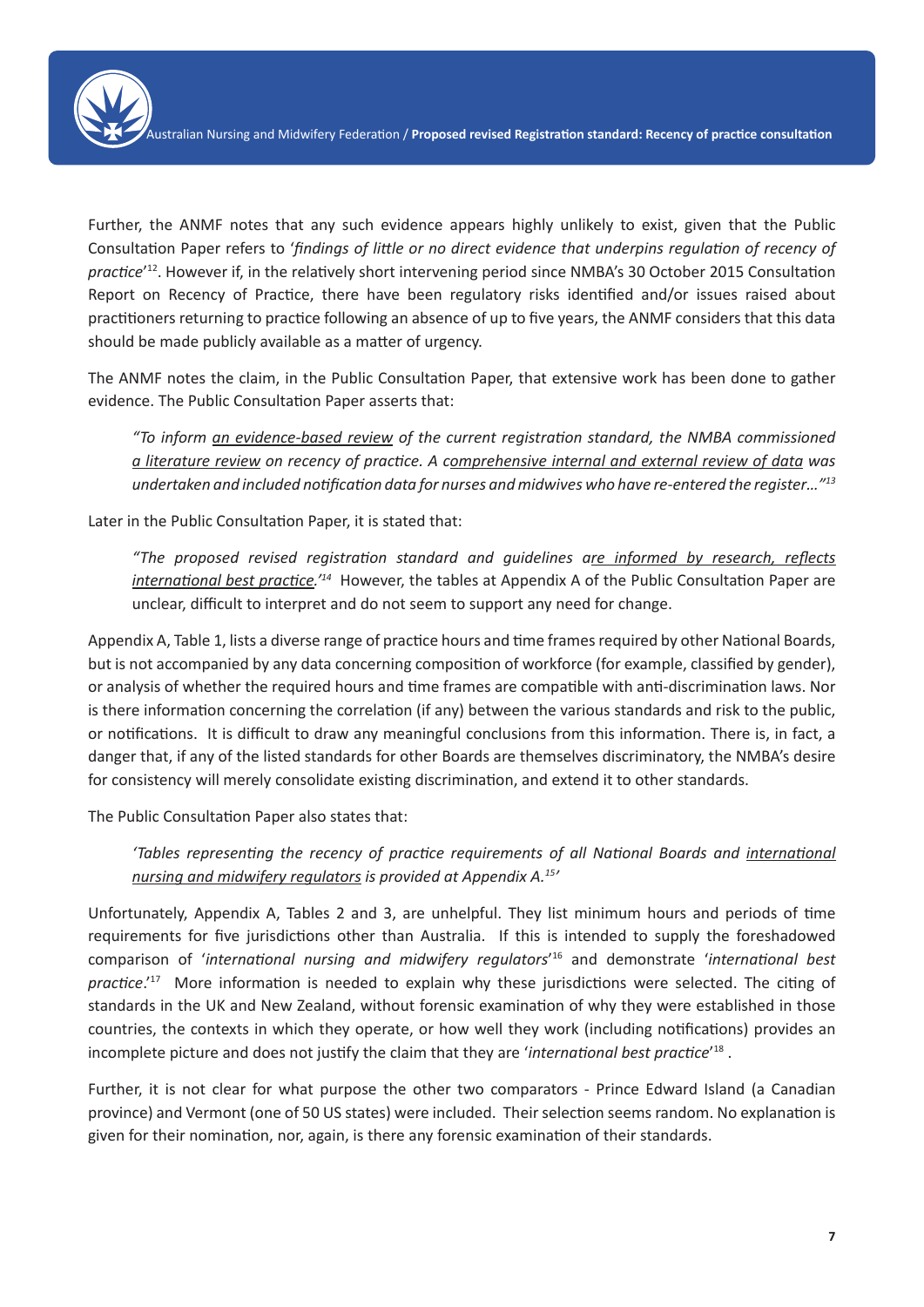Further, the ANMF notes that any such evidence appears highly unlikely to exist, given that the Public Consultation Paper refers to '*findings of little or no direct evidence that underpins regulation of recency of practice*'[12]. However if, in the relatively short intervening period since NMBA's 30 October 2015 Consultation Report on Recency of Practice, there have been regulatory risks identified and/or issues raised about practitioners returning to practice following an absence of up to five years, the ANMF considers that this data should be made publicly available as a matter of urgency.

The ANMF notes the claim, in the Public Consultation Paper, that extensive work has been done to gather evidence. The Public Consultation Paper asserts that:

> *"To inform an evidence-based review of the current registration standard, the NMBA commissioned a literature review on recency of practice. A comprehensive internal and external review of data was undertaken and included notification data for nurses and midwives who have re-entered the register…"*[13]

Later in the Public Consultation Paper, it is stated that:

> *"The proposed revised registration standard and guidelines are informed by research, reflects international best practice.'*[14] However, the tables at Appendix A of the Public Consultation Paper are unclear, difficult to interpret and do not seem to support any need for change.

Appendix A, Table 1, lists a diverse range of practice hours and time frames required by other National Boards, but is not accompanied by any data concerning composition of workforce (for example, classified by gender), or analysis of whether the required hours and time frames are compatible with anti-discrimination laws. Nor is there information concerning the correlation (if any) between the various standards and risk to the public, or notifications. It is difficult to draw any meaningful conclusions from this information. There is, in fact, a danger that, if any of the listed standards for other Boards are themselves discriminatory, the NMBA's desire for consistency will merely consolidate existing discrimination, and extend it to other standards.

The Public Consultation Paper also states that:

> *'Tables representing the recency of practice requirements of all National Boards and international nursing and midwifery regulators is provided at Appendix A.*[15]*'*

Unfortunately, Appendix A, Tables 2 and 3, are unhelpful. They list minimum hours and periods of time requirements for five jurisdictions other than Australia. If this is intended to supply the foreshadowed comparison of '*international nursing and midwifery regulators*'[16] and demonstrate '*international best practice*.'[17] More information is needed to explain why these jurisdictions were selected. The citing of standards in the UK and New Zealand, without forensic examination of why they were established in those countries, the contexts in which they operate, or how well they work (including notifications) provides an incomplete picture and does not justify the claim that they are '*international best practice*'[18] .

Further, it is not clear for what purpose the other two comparators - Prince Edward Island (a Canadian province) and Vermont (one of 50 US states) were included. Their selection seems random. No explanation is given for their nomination, nor, again, is there any forensic examination of their standards.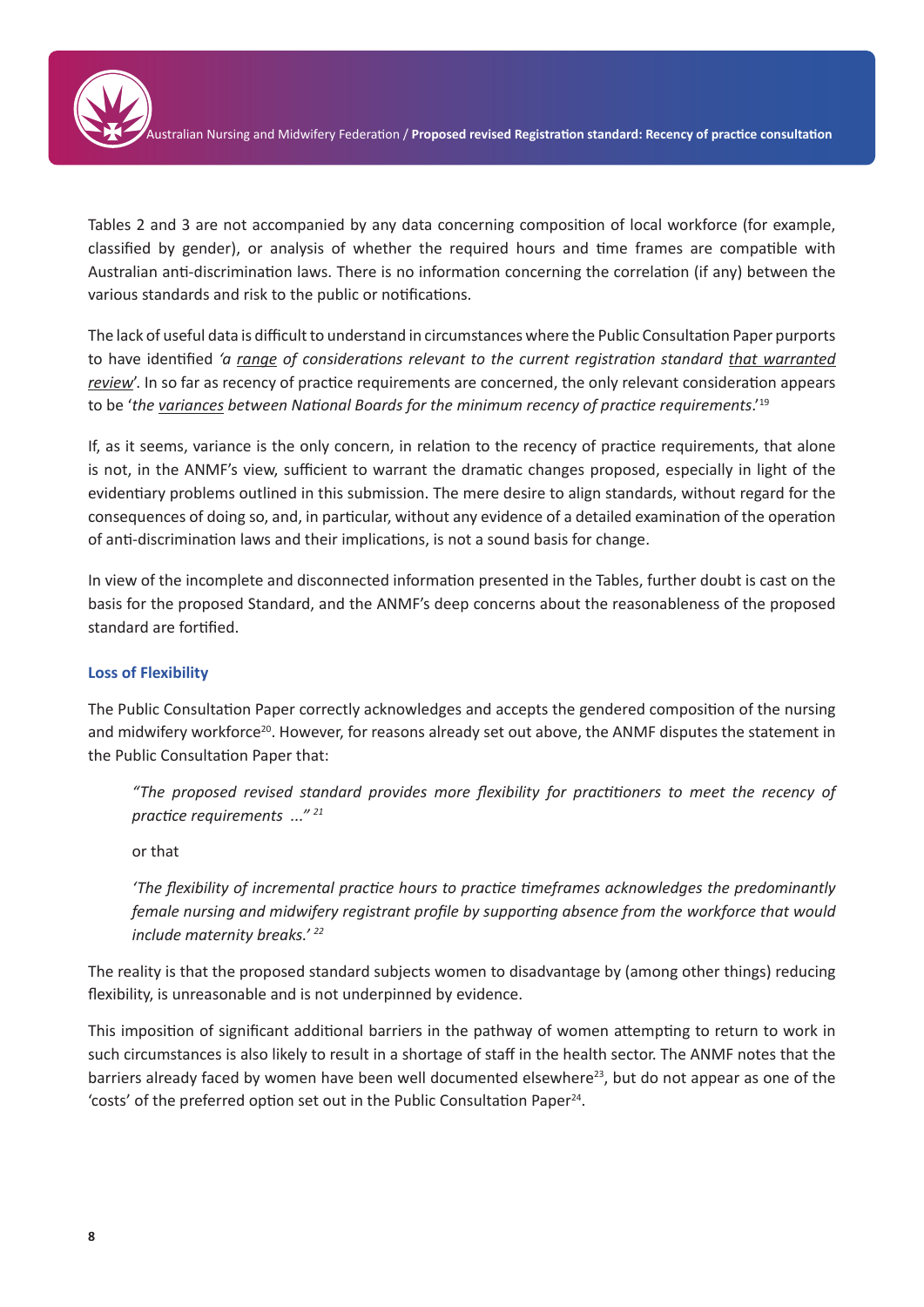Tables 2 and 3 are not accompanied by any data concerning composition of local workforce (for example, classified by gender), or analysis of whether the required hours and time frames are compatible with Australian anti-discrimination laws. There is no information concerning the correlation (if any) between the various standards and risk to the public or notifications.

The lack of useful data is difficult to understand in circumstances where the Public Consultation Paper purports to have identified *'a range of considerations relevant to the current registration standard that warranted review'*. In so far as recency of practice requirements are concerned, the only relevant consideration appears to be '*the variances between National Boards for the minimum recency of practice requirements*.'[19]

If, as it seems, variance is the only concern, in relation to the recency of practice requirements, that alone is not, in the ANMF's view, sufficient to warrant the dramatic changes proposed, especially in light of the evidentiary problems outlined in this submission. The mere desire to align standards, without regard for the consequences of doing so, and, in particular, without any evidence of a detailed examination of the operation of anti-discrimination laws and their implications, is not a sound basis for change.

In view of the incomplete and disconnected information presented in the Tables, further doubt is cast on the basis for the proposed Standard, and the ANMF's deep concerns about the reasonableness of the proposed standard are fortified.

### Loss of Flexibility

The Public Consultation Paper correctly acknowledges and accepts the gendered composition of the nursing and midwifery workforce[20]. However, for reasons already set out above, the ANMF disputes the statement in the Public Consultation Paper that:

> *"The proposed revised standard provides more flexibility for practitioners to meet the recency of practice requirements ..."* [21]
>
> or that
>
> *'The flexibility of incremental practice hours to practice timeframes acknowledges the predominantly female nursing and midwifery registrant profile by supporting absence from the workforce that would include maternity breaks.'* [22]

The reality is that the proposed standard subjects women to disadvantage by (among other things) reducing flexibility, is unreasonable and is not underpinned by evidence.

This imposition of significant additional barriers in the pathway of women attempting to return to work in such circumstances is also likely to result in a shortage of staff in the health sector. The ANMF notes that the barriers already faced by women have been well documented elsewhere[23], but do not appear as one of the 'costs' of the preferred option set out in the Public Consultation Paper[24].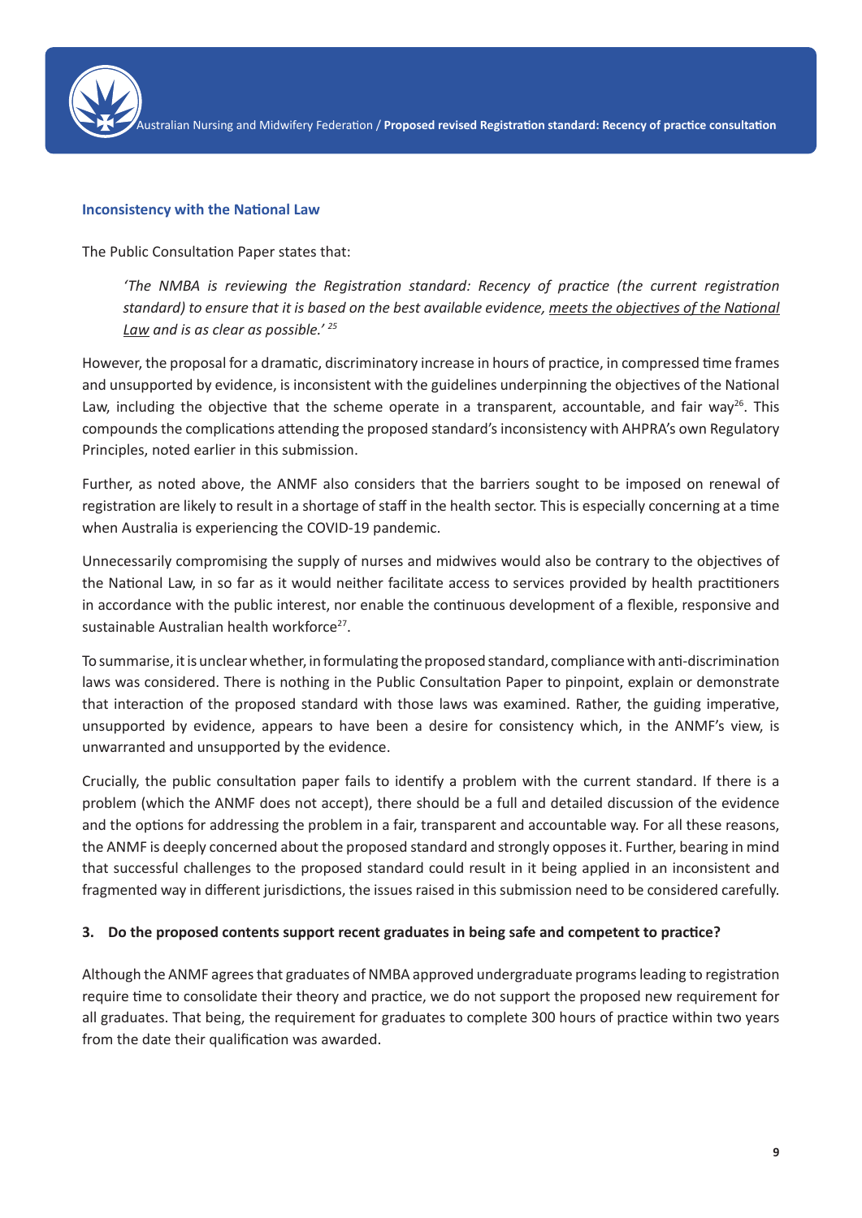### Inconsistency with the National Law

The Public Consultation Paper states that:

> *'The NMBA is reviewing the Registration standard: Recency of practice (the current registration standard) to ensure that it is based on the best available evidence, meets the objectives of the National Law and is as clear as possible.'* [25]

However, the proposal for a dramatic, discriminatory increase in hours of practice, in compressed time frames and unsupported by evidence, is inconsistent with the guidelines underpinning the objectives of the National Law, including the objective that the scheme operate in a transparent, accountable, and fair way[26]. This compounds the complications attending the proposed standard's inconsistency with AHPRA's own Regulatory Principles, noted earlier in this submission.

Further, as noted above, the ANMF also considers that the barriers sought to be imposed on renewal of registration are likely to result in a shortage of staff in the health sector. This is especially concerning at a time when Australia is experiencing the COVID-19 pandemic.

Unnecessarily compromising the supply of nurses and midwives would also be contrary to the objectives of the National Law, in so far as it would neither facilitate access to services provided by health practitioners in accordance with the public interest, nor enable the continuous development of a flexible, responsive and sustainable Australian health workforce[27].

To summarise, it is unclear whether, in formulating the proposed standard, compliance with anti-discrimination laws was considered. There is nothing in the Public Consultation Paper to pinpoint, explain or demonstrate that interaction of the proposed standard with those laws was examined. Rather, the guiding imperative, unsupported by evidence, appears to have been a desire for consistency which, in the ANMF's view, is unwarranted and unsupported by the evidence.

Crucially, the public consultation paper fails to identify a problem with the current standard. If there is a problem (which the ANMF does not accept), there should be a full and detailed discussion of the evidence and the options for addressing the problem in a fair, transparent and accountable way. For all these reasons, the ANMF is deeply concerned about the proposed standard and strongly opposes it. Further, bearing in mind that successful challenges to the proposed standard could result in it being applied in an inconsistent and fragmented way in different jurisdictions, the issues raised in this submission need to be considered carefully.

### 3. Do the proposed contents support recent graduates in being safe and competent to practice?

Although the ANMF agrees that graduates of NMBA approved undergraduate programs leading to registration require time to consolidate their theory and practice, we do not support the proposed new requirement for all graduates. That being, the requirement for graduates to complete 300 hours of practice within two years from the date their qualification was awarded.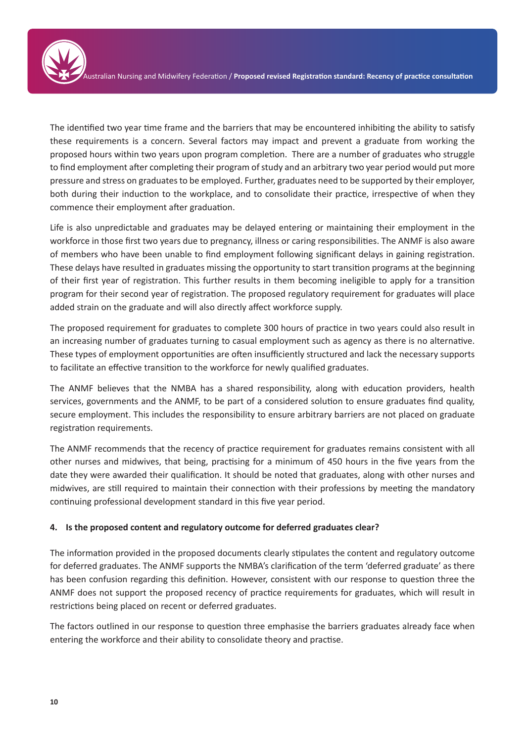The identified two year time frame and the barriers that may be encountered inhibiting the ability to satisfy these requirements is a concern. Several factors may impact and prevent a graduate from working the proposed hours within two years upon program completion. There are a number of graduates who struggle to find employment after completing their program of study and an arbitrary two year period would put more pressure and stress on graduates to be employed. Further, graduates need to be supported by their employer, both during their induction to the workplace, and to consolidate their practice, irrespective of when they commence their employment after graduation.

Life is also unpredictable and graduates may be delayed entering or maintaining their employment in the workforce in those first two years due to pregnancy, illness or caring responsibilities. The ANMF is also aware of members who have been unable to find employment following significant delays in gaining registration. These delays have resulted in graduates missing the opportunity to start transition programs at the beginning of their first year of registration. This further results in them becoming ineligible to apply for a transition program for their second year of registration. The proposed regulatory requirement for graduates will place added strain on the graduate and will also directly affect workforce supply.

The proposed requirement for graduates to complete 300 hours of practice in two years could also result in an increasing number of graduates turning to casual employment such as agency as there is no alternative. These types of employment opportunities are often insufficiently structured and lack the necessary supports to facilitate an effective transition to the workforce for newly qualified graduates.

The ANMF believes that the NMBA has a shared responsibility, along with education providers, health services, governments and the ANMF, to be part of a considered solution to ensure graduates find quality, secure employment. This includes the responsibility to ensure arbitrary barriers are not placed on graduate registration requirements.

The ANMF recommends that the recency of practice requirement for graduates remains consistent with all other nurses and midwives, that being, practising for a minimum of 450 hours in the five years from the date they were awarded their qualification. It should be noted that graduates, along with other nurses and midwives, are still required to maintain their connection with their professions by meeting the mandatory continuing professional development standard in this five year period.

**4. Is the proposed content and regulatory outcome for deferred graduates clear?**

The information provided in the proposed documents clearly stipulates the content and regulatory outcome for deferred graduates. The ANMF supports the NMBA's clarification of the term 'deferred graduate' as there has been confusion regarding this definition. However, consistent with our response to question three the ANMF does not support the proposed recency of practice requirements for graduates, which will result in restrictions being placed on recent or deferred graduates.

The factors outlined in our response to question three emphasise the barriers graduates already face when entering the workforce and their ability to consolidate theory and practise.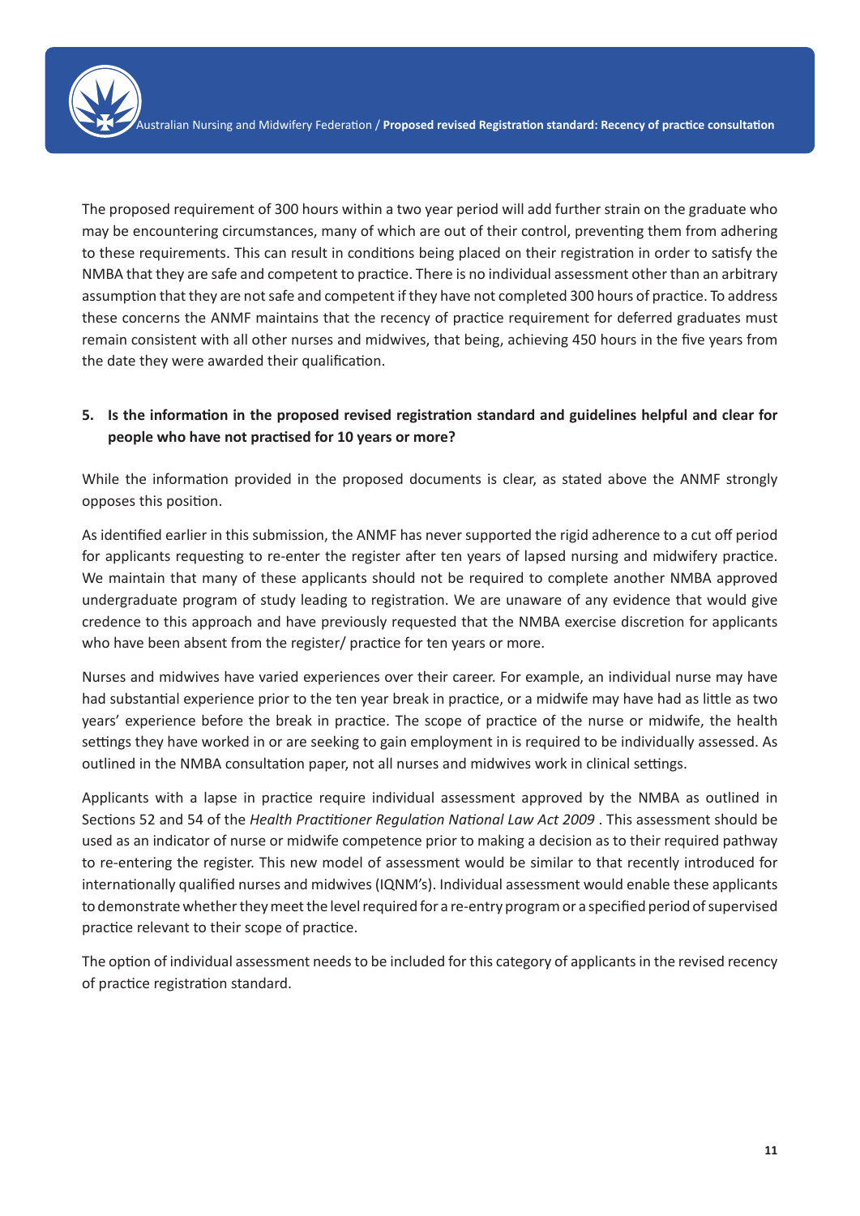The proposed requirement of 300 hours within a two year period will add further strain on the graduate who may be encountering circumstances, many of which are out of their control, preventing them from adhering to these requirements. This can result in conditions being placed on their registration in order to satisfy the NMBA that they are safe and competent to practice. There is no individual assessment other than an arbitrary assumption that they are not safe and competent if they have not completed 300 hours of practice. To address these concerns the ANMF maintains that the recency of practice requirement for deferred graduates must remain consistent with all other nurses and midwives, that being, achieving 450 hours in the five years from the date they were awarded their qualification.

**5. Is the information in the proposed revised registration standard and guidelines helpful and clear for people who have not practised for 10 years or more?**

While the information provided in the proposed documents is clear, as stated above the ANMF strongly opposes this position.

As identified earlier in this submission, the ANMF has never supported the rigid adherence to a cut off period for applicants requesting to re-enter the register after ten years of lapsed nursing and midwifery practice. We maintain that many of these applicants should not be required to complete another NMBA approved undergraduate program of study leading to registration. We are unaware of any evidence that would give credence to this approach and have previously requested that the NMBA exercise discretion for applicants who have been absent from the register/ practice for ten years or more.

Nurses and midwives have varied experiences over their career. For example, an individual nurse may have had substantial experience prior to the ten year break in practice, or a midwife may have had as little as two years' experience before the break in practice. The scope of practice of the nurse or midwife, the health settings they have worked in or are seeking to gain employment in is required to be individually assessed. As outlined in the NMBA consultation paper, not all nurses and midwives work in clinical settings.

Applicants with a lapse in practice require individual assessment approved by the NMBA as outlined in Sections 52 and 54 of the *Health Practitioner Regulation National Law Act 2009* . This assessment should be used as an indicator of nurse or midwife competence prior to making a decision as to their required pathway to re-entering the register. This new model of assessment would be similar to that recently introduced for internationally qualified nurses and midwives (IQNM's). Individual assessment would enable these applicants to demonstrate whether they meet the level required for a re-entry program or a specified period of supervised practice relevant to their scope of practice.

The option of individual assessment needs to be included for this category of applicants in the revised recency of practice registration standard.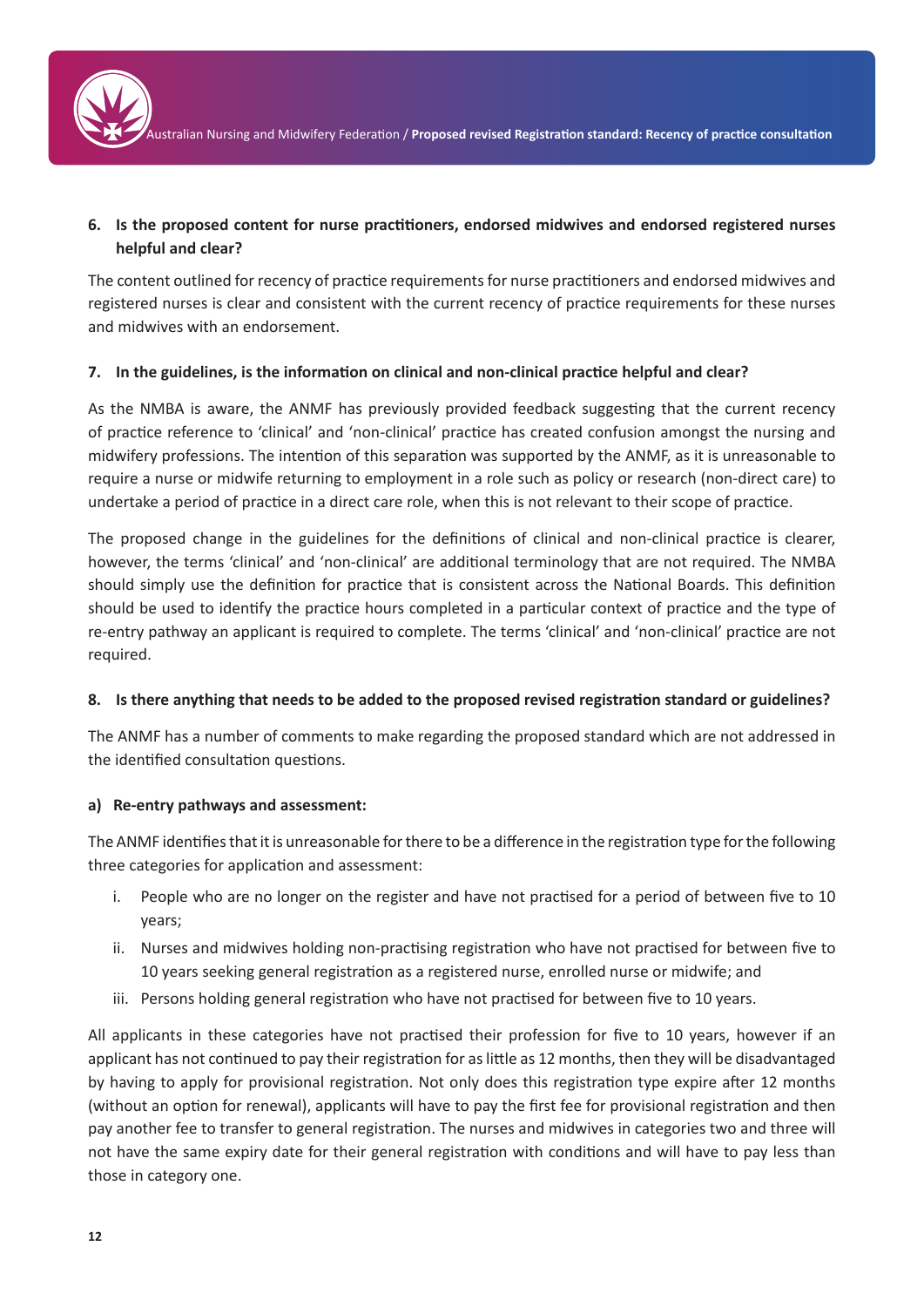**6. Is the proposed content for nurse practitioners, endorsed midwives and endorsed registered nurses helpful and clear?**

The content outlined for recency of practice requirements for nurse practitioners and endorsed midwives and registered nurses is clear and consistent with the current recency of practice requirements for these nurses and midwives with an endorsement.

**7. In the guidelines, is the information on clinical and non-clinical practice helpful and clear?**

As the NMBA is aware, the ANMF has previously provided feedback suggesting that the current recency of practice reference to 'clinical' and 'non-clinical' practice has created confusion amongst the nursing and midwifery professions. The intention of this separation was supported by the ANMF, as it is unreasonable to require a nurse or midwife returning to employment in a role such as policy or research (non-direct care) to undertake a period of practice in a direct care role, when this is not relevant to their scope of practice.

The proposed change in the guidelines for the definitions of clinical and non-clinical practice is clearer, however, the terms 'clinical' and 'non-clinical' are additional terminology that are not required. The NMBA should simply use the definition for practice that is consistent across the National Boards. This definition should be used to identify the practice hours completed in a particular context of practice and the type of re-entry pathway an applicant is required to complete. The terms 'clinical' and 'non-clinical' practice are not required.

**8. Is there anything that needs to be added to the proposed revised registration standard or guidelines?**

The ANMF has a number of comments to make regarding the proposed standard which are not addressed in the identified consultation questions.

**a) Re-entry pathways and assessment:**

The ANMF identifies that it is unreasonable for there to be a difference in the registration type for the following three categories for application and assessment:

i. People who are no longer on the register and have not practised for a period of between five to 10 years;

ii. Nurses and midwives holding non-practising registration who have not practised for between five to 10 years seeking general registration as a registered nurse, enrolled nurse or midwife; and

iii. Persons holding general registration who have not practised for between five to 10 years.

All applicants in these categories have not practised their profession for five to 10 years, however if an applicant has not continued to pay their registration for as little as 12 months, then they will be disadvantaged by having to apply for provisional registration. Not only does this registration type expire after 12 months (without an option for renewal), applicants will have to pay the first fee for provisional registration and then pay another fee to transfer to general registration. The nurses and midwives in categories two and three will not have the same expiry date for their general registration with conditions and will have to pay less than those in category one.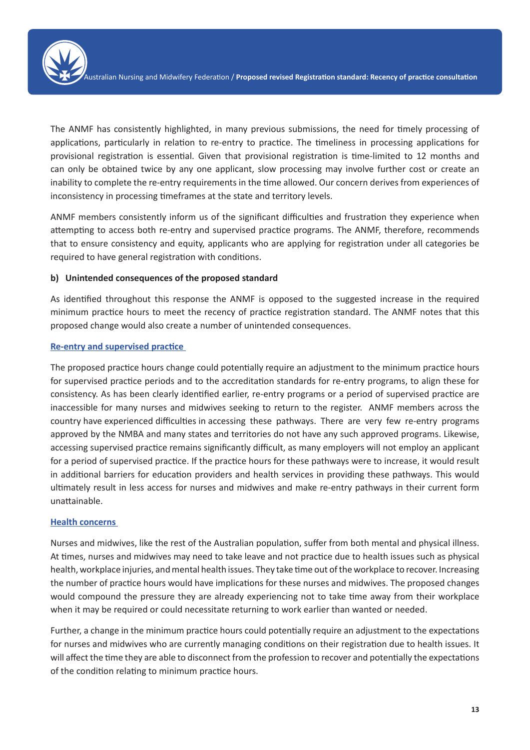The ANMF has consistently highlighted, in many previous submissions, the need for timely processing of applications, particularly in relation to re-entry to practice. The timeliness in processing applications for provisional registration is essential. Given that provisional registration is time-limited to 12 months and can only be obtained twice by any one applicant, slow processing may involve further cost or create an inability to complete the re-entry requirements in the time allowed. Our concern derives from experiences of inconsistency in processing timeframes at the state and territory levels.

ANMF members consistently inform us of the significant difficulties and frustration they experience when attempting to access both re-entry and supervised practice programs. The ANMF, therefore, recommends that to ensure consistency and equity, applicants who are applying for registration under all categories be required to have general registration with conditions.

**b) Unintended consequences of the proposed standard**

As identified throughout this response the ANMF is opposed to the suggested increase in the required minimum practice hours to meet the recency of practice registration standard. The ANMF notes that this proposed change would also create a number of unintended consequences.

**Re-entry and supervised practice**

The proposed practice hours change could potentially require an adjustment to the minimum practice hours for supervised practice periods and to the accreditation standards for re-entry programs, to align these for consistency. As has been clearly identified earlier, re-entry programs or a period of supervised practice are inaccessible for many nurses and midwives seeking to return to the register. ANMF members across the country have experienced difficulties in accessing these pathways. There are very few re-entry programs approved by the NMBA and many states and territories do not have any such approved programs. Likewise, accessing supervised practice remains significantly difficult, as many employers will not employ an applicant for a period of supervised practice. If the practice hours for these pathways were to increase, it would result in additional barriers for education providers and health services in providing these pathways. This would ultimately result in less access for nurses and midwives and make re-entry pathways in their current form unattainable.

**Health concerns**

Nurses and midwives, like the rest of the Australian population, suffer from both mental and physical illness. At times, nurses and midwives may need to take leave and not practice due to health issues such as physical health, workplace injuries, and mental health issues. They take time out of the workplace to recover. Increasing the number of practice hours would have implications for these nurses and midwives. The proposed changes would compound the pressure they are already experiencing not to take time away from their workplace when it may be required or could necessitate returning to work earlier than wanted or needed.

Further, a change in the minimum practice hours could potentially require an adjustment to the expectations for nurses and midwives who are currently managing conditions on their registration due to health issues. It will affect the time they are able to disconnect from the profession to recover and potentially the expectations of the condition relating to minimum practice hours.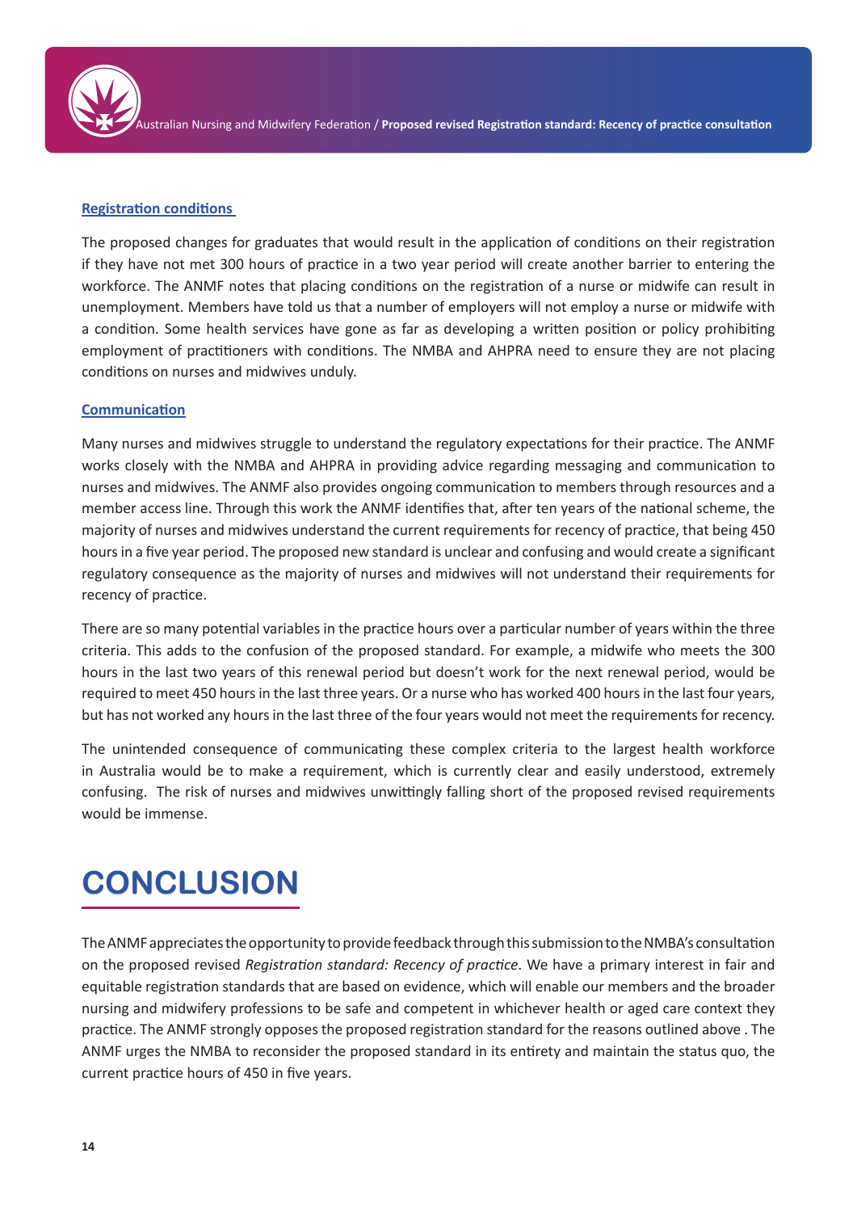### Registration conditions

The proposed changes for graduates that would result in the application of conditions on their registration if they have not met 300 hours of practice in a two year period will create another barrier to entering the workforce. The ANMF notes that placing conditions on the registration of a nurse or midwife can result in unemployment. Members have told us that a number of employers will not employ a nurse or midwife with a condition. Some health services have gone as far as developing a written position or policy prohibiting employment of practitioners with conditions. The NMBA and AHPRA need to ensure they are not placing conditions on nurses and midwives unduly.

### Communication

Many nurses and midwives struggle to understand the regulatory expectations for their practice. The ANMF works closely with the NMBA and AHPRA in providing advice regarding messaging and communication to nurses and midwives. The ANMF also provides ongoing communication to members through resources and a member access line. Through this work the ANMF identifies that, after ten years of the national scheme, the majority of nurses and midwives understand the current requirements for recency of practice, that being 450 hours in a five year period. The proposed new standard is unclear and confusing and would create a significant regulatory consequence as the majority of nurses and midwives will not understand their requirements for recency of practice.

There are so many potential variables in the practice hours over a particular number of years within the three criteria. This adds to the confusion of the proposed standard. For example, a midwife who meets the 300 hours in the last two years of this renewal period but doesn't work for the next renewal period, would be required to meet 450 hours in the last three years. Or a nurse who has worked 400 hours in the last four years, but has not worked any hours in the last three of the four years would not meet the requirements for recency.

The unintended consequence of communicating these complex criteria to the largest health workforce in Australia would be to make a requirement, which is currently clear and easily understood, extremely confusing. The risk of nurses and midwives unwittingly falling short of the proposed revised requirements would be immense.

# CONCLUSION

The ANMF appreciates the opportunity to provide feedback through this submission to the NMBA's consultation on the proposed revised *Registration standard: Recency of practice*. We have a primary interest in fair and equitable registration standards that are based on evidence, which will enable our members and the broader nursing and midwifery professions to be safe and competent in whichever health or aged care context they practice. The ANMF strongly opposes the proposed registration standard for the reasons outlined above . The ANMF urges the NMBA to reconsider the proposed standard in its entirety and maintain the status quo, the current practice hours of 450 in five years.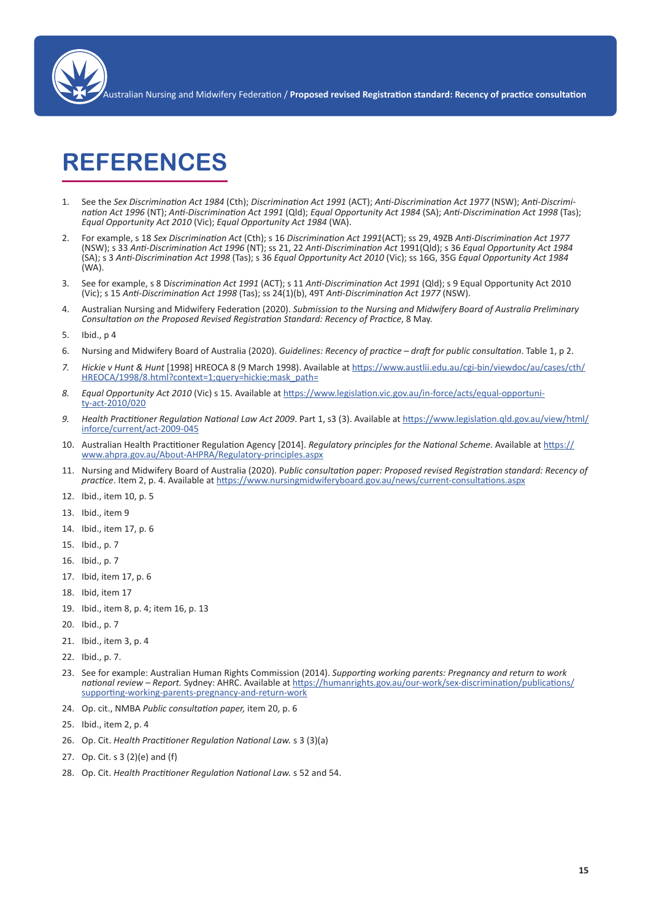# REFERENCES

1. See the *Sex Discrimination Act 1984* (Cth); *Discrimination Act 1991* (ACT); *Anti-Discrimination Act 1977* (NSW); *Anti-Discrimination Act 1996* (NT); *Anti-Discrimination Act 1991* (Qld); *Equal Opportunity Act 1984* (SA); *Anti-Discrimination Act 1998* (Tas); *Equal Opportunity Act 2010* (Vic); *Equal Opportunity Act 1984* (WA).
2. For example, s 18 *Sex Discrimination Act* (Cth); s 16 *Discrimination Act 1991*(ACT); ss 29, 49ZB *Anti-Discrimination Act 1977* (NSW); s 33 *Anti-Discrimination Act 1996* (NT); ss 21, 22 *Anti-Discrimination Act* 1991(Qld); s 36 *Equal Opportunity Act 1984* (SA); s 3 *Anti-Discrimination Act 1998* (Tas); s 36 *Equal Opportunity Act 2010* (Vic); ss 16G, 35G *Equal Opportunity Act 1984* (WA).
3. See for example, s 8 D*iscrimination Act 1991* (ACT); s 11 *Anti-Discrimination Act 1991* (Qld); s 9 Equal Opportunity Act 2010 (Vic); s 15 *Anti-Discrimination Act 1998* (Tas); ss 24(1)(b), 49T *Anti-Discrimination Act 1977* (NSW).
4. Australian Nursing and Midwifery Federation (2020). *Submission to the Nursing and Midwifery Board of Australia Preliminary Consultation on the Proposed Revised Registration Standard: Recency of Practice*, 8 May.
5. Ibid., p 4
6. Nursing and Midwifery Board of Australia (2020). *Guidelines: Recency of practice – draft for public consultation*. Table 1, p 2.
7. *Hickie v Hunt & Hunt* [1998] HREOCA 8 (9 March 1998). Available at https://www.austlii.edu.au/cgi-bin/viewdoc/au/cases/cth/HREOCA/1998/8.html?context=1;query=hickie;mask_path=
8. *Equal Opportunity Act 2010* (Vic) s 15. Available at https://www.legislation.vic.gov.au/in-force/acts/equal-opportunity-act-2010/020
9. *Health Practitioner Regulation National Law Act 2009*. Part 1, s3 (3). Available at https://www.legislation.qld.gov.au/view/html/inforce/current/act-2009-045
10. Australian Health Practitioner Regulation Agency [2014]. *Regulatory principles for the National Scheme*. Available at https://www.ahpra.gov.au/About-AHPRA/Regulatory-principles.aspx
11. Nursing and Midwifery Board of Australia (2020). P*ublic consultation paper: Proposed revised Registration standard: Recency of practice*. Item 2, p. 4. Available at https://www.nursingmidwiferyboard.gov.au/news/current-consultations.aspx
12. Ibid., item 10, p. 5
13. Ibid., item 9
14. Ibid., item 17, p. 6
15. Ibid., p. 7
16. Ibid., p. 7
17. Ibid, item 17, p. 6
18. Ibid, item 17
19. Ibid., item 8, p. 4; item 16, p. 13
20. Ibid., p. 7
21. Ibid., item 3, p. 4
22. Ibid., p. 7.
23. See for example: Australian Human Rights Commission (2014). *Supporting working parents: Pregnancy and return to work national review – Report.* Sydney: AHRC. Available at https://humanrights.gov.au/our-work/sex-discrimination/publications/supporting-working-parents-pregnancy-and-return-work
24. Op. cit., NMBA *Public consultation paper,* item 20, p. 6
25. Ibid., item 2, p. 4
26. Op. Cit. *Health Practitioner Regulation National Law.* s 3 (3)(a)
27. Op. Cit. s 3 (2)(e) and (f)
28. Op. Cit. *Health Practitioner Regulation National Law.* s 52 and 54.